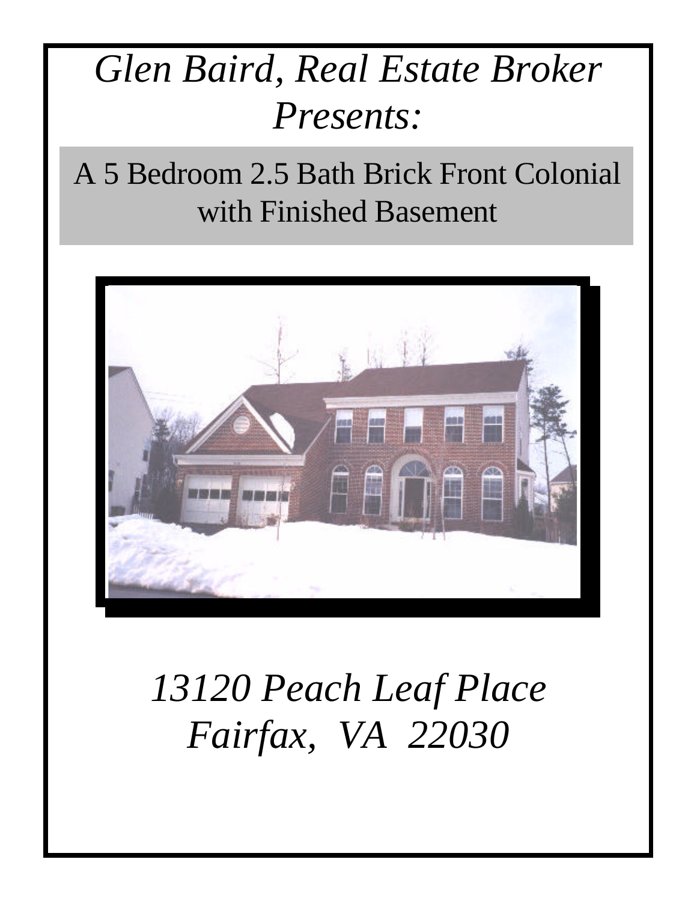*Glen Baird, Real Estate Broker*
*Presents:*

## A 5 Bedroom 2.5 Bath Brick Front Colonial with Finished Basement

*13120 Peach Leaf Place*
*Fairfax, VA 22030*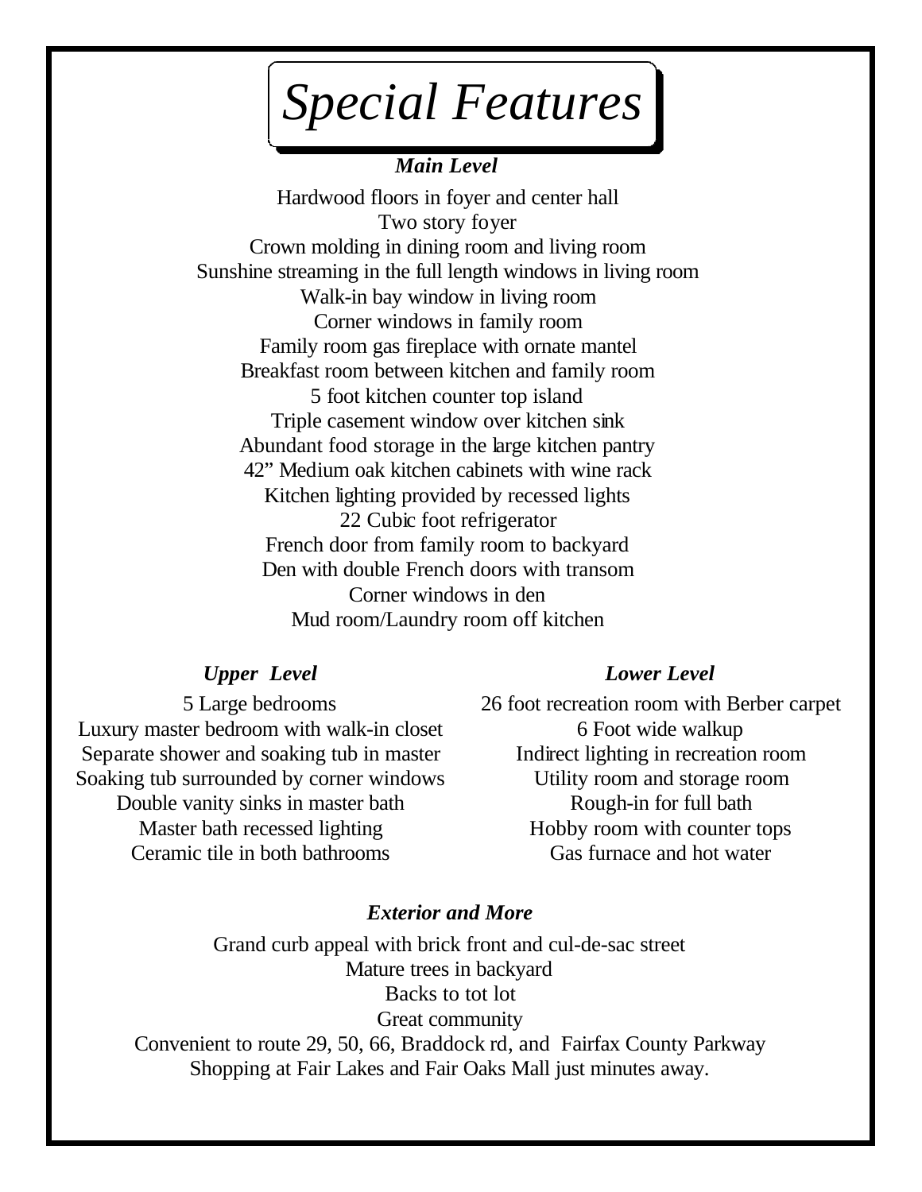# Special Features

### *Main Level*

Hardwood floors in foyer and center hall
Two story foyer
Crown molding in dining room and living room
Sunshine streaming in the full length windows in living room
Walk-in bay window in living room
Corner windows in family room
Family room gas fireplace with ornate mantel
Breakfast room between kitchen and family room
5 foot kitchen counter top island
Triple casement window over kitchen sink
Abundant food storage in the large kitchen pantry
42" Medium oak kitchen cabinets with wine rack
Kitchen lighting provided by recessed lights
22 Cubic foot refrigerator
French door from family room to backyard
Den with double French doors with transom
Corner windows in den
Mud room/Laundry room off kitchen

### *Upper Level*

5 Large bedrooms
Luxury master bedroom with walk-in closet
Separate shower and soaking tub in master
Soaking tub surrounded by corner windows
Double vanity sinks in master bath
Master bath recessed lighting
Ceramic tile in both bathrooms

### *Lower Level*

26 foot recreation room with Berber carpet
6 Foot wide walkup
Indirect lighting in recreation room
Utility room and storage room
Rough-in for full bath
Hobby room with counter tops
Gas furnace and hot water

### *Exterior and More*

Grand curb appeal with brick front and cul-de-sac street
Mature trees in backyard
Backs to tot lot
Great community
Convenient to route 29, 50, 66, Braddock rd, and Fairfax County Parkway
Shopping at Fair Lakes and Fair Oaks Mall just minutes away.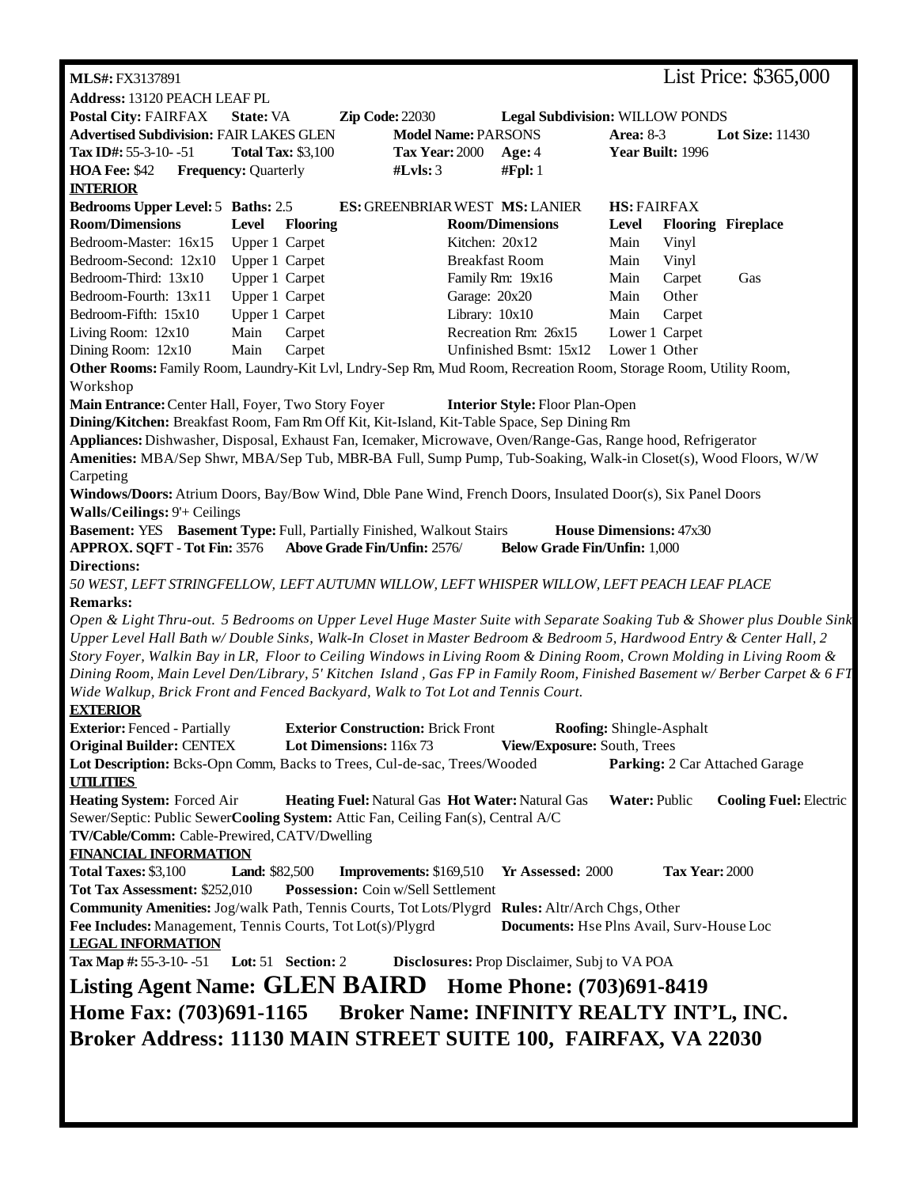**MLS#:** FX3137891 List Price: $365,000

**Address:** 13120 PEACH LEAF PL

**Postal City:** FAIRFAX **State:** VA **Zip Code:** 22030 **Legal Subdivision:** WILLOW PONDS

**Advertised Subdivision:** FAIR LAKES GLEN **Model Name:** PARSONS **Area:** 8-3 **Lot Size:** 11430

**Tax ID#:** 55-3-10- -51 **Total Tax:** $3,100 **Tax Year:** 2000 **Age:** 4 **Year Built:** 1996

**HOA Fee:** $42 **Frequency:** Quarterly **#Lvls:** 3 **#Fpl:** 1

**INTERIOR**

**Bedrooms Upper Level:** 5 **Baths:** 2.5 **ES:** GREENBRIAR WEST **MS:** LANIER **HS:** FAIRFAX

| Room/Dimensions | Level | Flooring | Room/Dimensions | Level | Flooring | Fireplace |
|---|---|---|---|---|---|---|
| Bedroom-Master: 16x15 | Upper 1 | Carpet | Kitchen: 20x12 | Main | Vinyl | |
| Bedroom-Second: 12x10 | Upper 1 | Carpet | Breakfast Room | Main | Vinyl | |
| Bedroom-Third: 13x10 | Upper 1 | Carpet | Family Rm: 19x16 | Main | Carpet | Gas |
| Bedroom-Fourth: 13x11 | Upper 1 | Carpet | Garage: 20x20 | Main | Other | |
| Bedroom-Fifth: 15x10 | Upper 1 | Carpet | Library: 10x10 | Main | Carpet | |
| Living Room: 12x10 | Main | Carpet | Recreation Rm: 26x15 | Lower 1 | Carpet | |
| Dining Room: 12x10 | Main | Carpet | Unfinished Bsmt: 15x12 | Lower 1 | Other | |

**Other Rooms:** Family Room, Laundry-Kit Lvl, Lndry-Sep Rm, Mud Room, Recreation Room, Storage Room, Utility Room, Workshop

**Main Entrance:** Center Hall, Foyer, Two Story Foyer **Interior Style:** Floor Plan-Open

**Dining/Kitchen:** Breakfast Room, Fam Rm Off Kit, Kit-Island, Kit-Table Space, Sep Dining Rm

**Appliances:** Dishwasher, Disposal, Exhaust Fan, Icemaker, Microwave, Oven/Range-Gas, Range hood, Refrigerator

**Amenities:** MBA/Sep Shwr, MBA/Sep Tub, MBR-BA Full, Sump Pump, Tub-Soaking, Walk-in Closet(s), Wood Floors, W/W Carpeting

**Windows/Doors:** Atrium Doors, Bay/Bow Wind, Dble Pane Wind, French Doors, Insulated Door(s), Six Panel Doors

**Walls/Ceilings:** 9'+ Ceilings

**Basement:** YES **Basement Type:** Full, Partially Finished, Walkout Stairs **House Dimensions:** 47x30

**APPROX. SQFT - Tot Fin:** 3576 **Above Grade Fin/Unfin:** 2576/ **Below Grade Fin/Unfin:** 1,000

**Directions:**

*50 WEST, LEFT STRINGFELLOW, LEFT AUTUMN WILLOW, LEFT WHISPER WILLOW, LEFT PEACH LEAF PLACE*

**Remarks:**

*Open & Light Thru-out. 5 Bedrooms on Upper Level Huge Master Suite with Separate Soaking Tub & Shower plus Double Sink Upper Level Hall Bath w/ Double Sinks, Walk-In Closet in Master Bedroom & Bedroom 5, Hardwood Entry & Center Hall, 2 Story Foyer, Walkin Bay in LR, Floor to Ceiling Windows in Living Room & Dining Room, Crown Molding in Living Room & Dining Room, Main Level Den/Library, 5' Kitchen Island , Gas FP in Family Room, Finished Basement w/ Berber Carpet & 6 FT Wide Walkup, Brick Front and Fenced Backyard, Walk to Tot Lot and Tennis Court.*

**EXTERIOR**

**Exterior:** Fenced - Partially **Exterior Construction:** Brick Front **Roofing:** Shingle-Asphalt

**Original Builder:** CENTEX **Lot Dimensions:** 116x 73 **View/Exposure:** South, Trees

**Lot Description:** Bcks-Opn Comm, Backs to Trees, Cul-de-sac, Trees/Wooded **Parking:** 2 Car Attached Garage

**UTILITIES**

**Heating System:** Forced Air **Heating Fuel:** Natural Gas **Hot Water:** Natural Gas **Water:** Public **Cooling Fuel:** Electric

Sewer/Septic: Public Sewer **Cooling System:** Attic Fan, Ceiling Fan(s), Central A/C

**TV/Cable/Comm:** Cable-Prewired, CATV/Dwelling

**FINANCIAL INFORMATION**

**Total Taxes:** $3,100 **Land:** $82,500 **Improvements:** $169,510 **Yr Assessed:** 2000 **Tax Year:** 2000

**Tot Tax Assessment:** $252,010 **Possession:** Coin w/Sell Settlement

**Community Amenities:** Jog/walk Path, Tennis Courts, Tot Lots/Plygrd **Rules:** Altr/Arch Chgs, Other

**Fee Includes:** Management, Tennis Courts, Tot Lot(s)/Plygrd **Documents:** Hse Plns Avail, Surv-House Loc

**LEGAL INFORMATION**

**Tax Map #:** 55-3-10- -51 **Lot:** 51 **Section:** 2 **Disclosures:** Prop Disclaimer, Subj to VA POA

**Listing Agent Name: GLEN BAIRD Home Phone: (703)691-8419**

**Home Fax: (703)691-1165 Broker Name: INFINITY REALTY INT'L, INC.**

**Broker Address: 11130 MAIN STREET SUITE 100, FAIRFAX, VA 22030**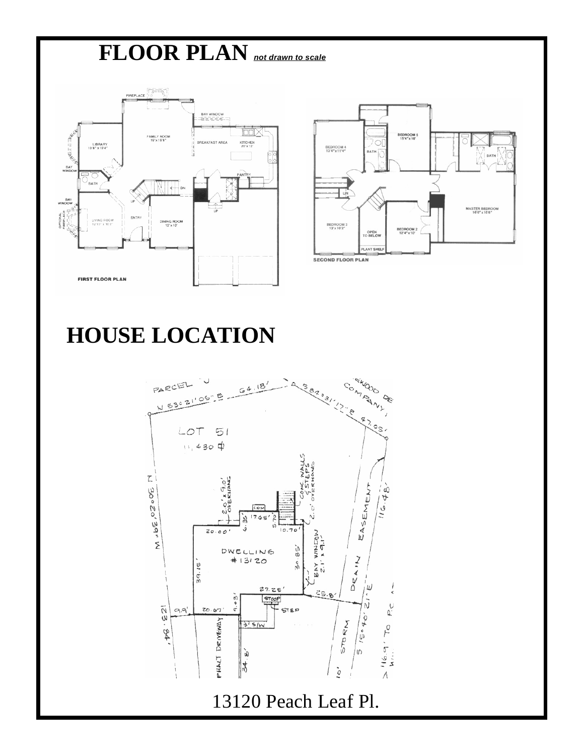# FLOOR PLAN *not drawn to scale*

FIRST FLOOR PLAN

SECOND FLOOR PLAN

# HOUSE LOCATION

13120 Peach Leaf Pl.